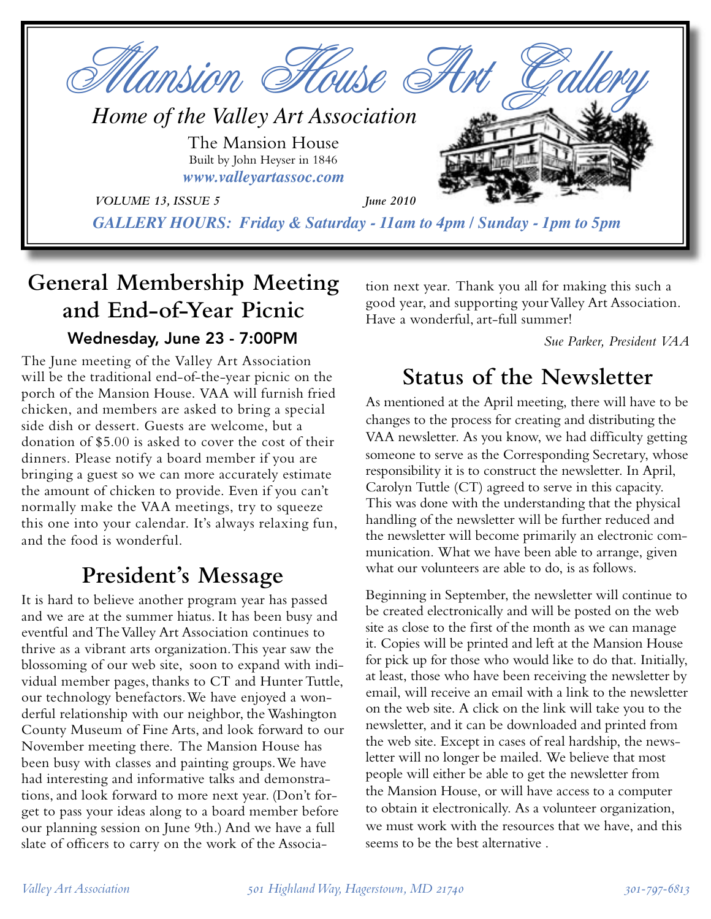# Mansion House Art Gallery

*Home of the Valley Art Association*

The Mansion House
Built by John Heyser in 1846
***www.valleyartassoc.com***

*VOLUME 13, ISSUE 5* *June 2010*

***GALLERY HOURS: Friday & Saturday - 11am to 4pm / Sunday - 1pm to 5pm***

## General Membership Meeting and End-of-Year Picnic

### Wednesday, June 23 - 7:00PM

The June meeting of the Valley Art Association will be the traditional end-of-the-year picnic on the porch of the Mansion House. VAA will furnish fried chicken, and members are asked to bring a special side dish or dessert. Guests are welcome, but a donation of $5.00 is asked to cover the cost of their dinners. Please notify a board member if you are bringing a guest so we can more accurately estimate the amount of chicken to provide. Even if you can't normally make the VAA meetings, try to squeeze this one into your calendar. It's always relaxing fun, and the food is wonderful.

## President's Message

It is hard to believe another program year has passed and we are at the summer hiatus. It has been busy and eventful and The Valley Art Association continues to thrive as a vibrant arts organization. This year saw the blossoming of our web site, soon to expand with individual member pages, thanks to CT and Hunter Tuttle, our technology benefactors. We have enjoyed a wonderful relationship with our neighbor, the Washington County Museum of Fine Arts, and look forward to our November meeting there. The Mansion House has been busy with classes and painting groups. We have had interesting and informative talks and demonstrations, and look forward to more next year. (Don't forget to pass your ideas along to a board member before our planning session on June 9th.) And we have a full slate of officers to carry on the work of the Association next year. Thank you all for making this such a good year, and supporting your Valley Art Association. Have a wonderful, art-full summer!

*Sue Parker, President VAA*

## Status of the Newsletter

As mentioned at the April meeting, there will have to be changes to the process for creating and distributing the VAA newsletter. As you know, we had difficulty getting someone to serve as the Corresponding Secretary, whose responsibility it is to construct the newsletter. In April, Carolyn Tuttle (CT) agreed to serve in this capacity. This was done with the understanding that the physical handling of the newsletter will be further reduced and the newsletter will become primarily an electronic communication. What we have been able to arrange, given what our volunteers are able to do, is as follows.

Beginning in September, the newsletter will continue to be created electronically and will be posted on the web site as close to the first of the month as we can manage it. Copies will be printed and left at the Mansion House for pick up for those who would like to do that. Initially, at least, those who have been receiving the newsletter by email, will receive an email with a link to the newsletter on the web site. A click on the link will take you to the newsletter, and it can be downloaded and printed from the web site. Except in cases of real hardship, the newsletter will no longer be mailed. We believe that most people will either be able to get the newsletter from the Mansion House, or will have access to a computer to obtain it electronically. As a volunteer organization, we must work with the resources that we have, and this seems to be the best alternative .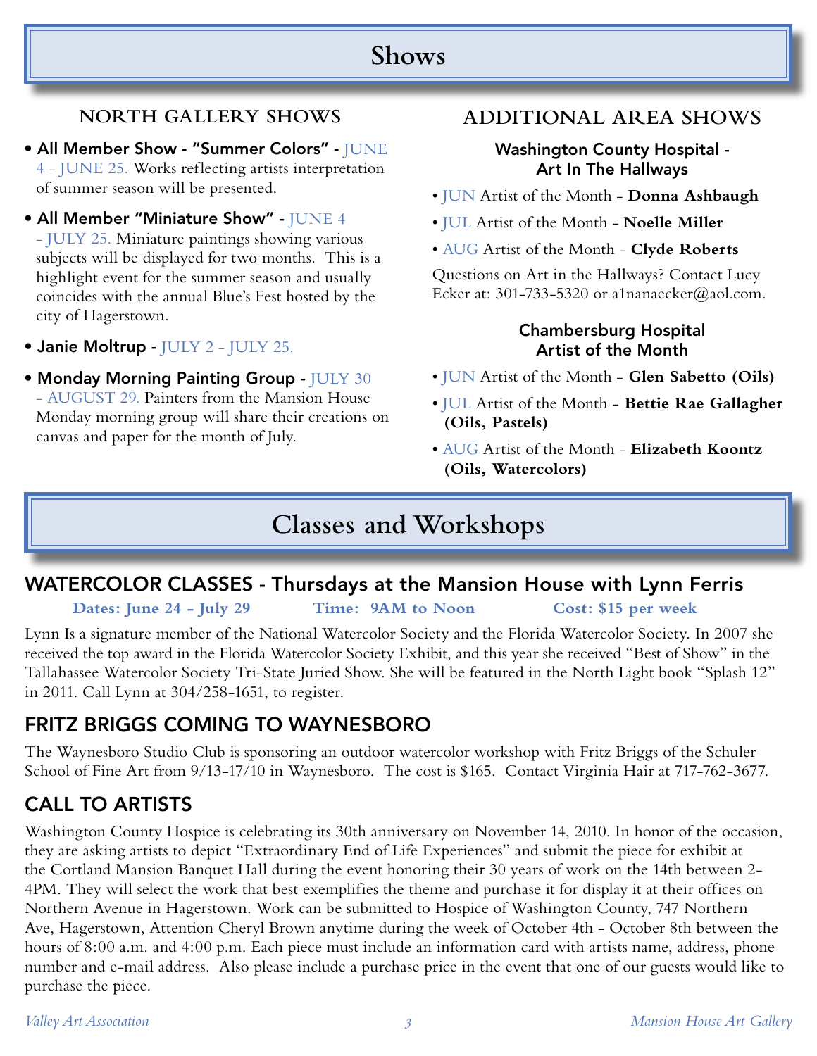# Shows

## NORTH GALLERY SHOWS

- **All Member Show - "Summer Colors" -** JUNE 4 - JUNE 25. Works reflecting artists interpretation of summer season will be presented.
- **All Member "Miniature Show" -** JUNE 4 - JULY 25. Miniature paintings showing various subjects will be displayed for two months. This is a highlight event for the summer season and usually coincides with the annual Blue's Fest hosted by the city of Hagerstown.
- **Janie Moltrup -** JULY 2 - JULY 25.
- **Monday Morning Painting Group -** JULY 30 - AUGUST 29. Painters from the Mansion House Monday morning group will share their creations on canvas and paper for the month of July.

## ADDITIONAL AREA SHOWS

### Washington County Hospital - Art In The Hallways

- JUN Artist of the Month - **Donna Ashbaugh**
- JUL Artist of the Month - **Noelle Miller**
- AUG Artist of the Month - **Clyde Roberts**

Questions on Art in the Hallways? Contact Lucy Ecker at: 301-733-5320 or a1nanaecker@aol.com.

### Chambersburg Hospital Artist of the Month

- JUN Artist of the Month - **Glen Sabetto (Oils)**
- JUL Artist of the Month - **Bettie Rae Gallagher (Oils, Pastels)**
- AUG Artist of the Month - **Elizabeth Koontz (Oils, Watercolors)**

# Classes and Workshops

## WATERCOLOR CLASSES - Thursdays at the Mansion House with Lynn Ferris

**Dates: June 24 – July 29** **Time: 9AM to Noon** **Cost: $15 per week**

Lynn Is a signature member of the National Watercolor Society and the Florida Watercolor Society. In 2007 she received the top award in the Florida Watercolor Society Exhibit, and this year she received "Best of Show" in the Tallahassee Watercolor Society Tri-State Juried Show. She will be featured in the North Light book "Splash 12" in 2011. Call Lynn at 304/258-1651, to register.

## FRITZ BRIGGS COMING TO WAYNESBORO

The Waynesboro Studio Club is sponsoring an outdoor watercolor workshop with Fritz Briggs of the Schuler School of Fine Art from 9/13-17/10 in Waynesboro. The cost is $165. Contact Virginia Hair at 717-762-3677.

## CALL TO ARTISTS

Washington County Hospice is celebrating its 30th anniversary on November 14, 2010. In honor of the occasion, they are asking artists to depict "Extraordinary End of Life Experiences" and submit the piece for exhibit at the Cortland Mansion Banquet Hall during the event honoring their 30 years of work on the 14th between 2-4PM. They will select the work that best exemplifies the theme and purchase it for display it at their offices on Northern Avenue in Hagerstown. Work can be submitted to Hospice of Washington County, 747 Northern Ave, Hagerstown, Attention Cheryl Brown anytime during the week of October 4th - October 8th between the hours of 8:00 a.m. and 4:00 p.m. Each piece must include an information card with artists name, address, phone number and e-mail address. Also please include a purchase price in the event that one of our guests would like to purchase the piece.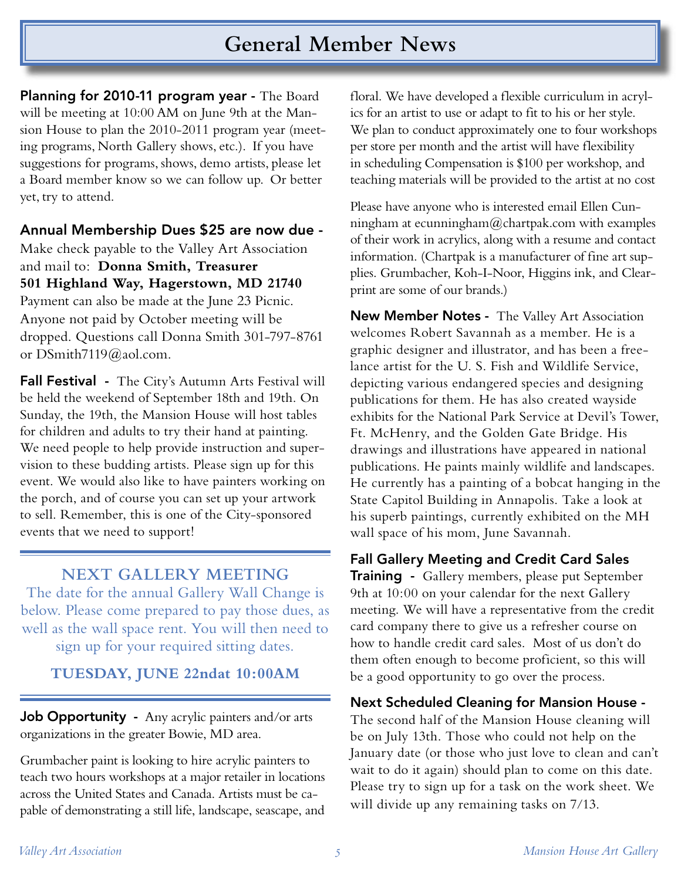# General Member News

**Planning for 2010-11 program year -** The Board will be meeting at 10:00 AM on June 9th at the Mansion House to plan the 2010-2011 program year (meeting programs, North Gallery shows, etc.). If you have suggestions for programs, shows, demo artists, please let a Board member know so we can follow up. Or better yet, try to attend.

**Annual Membership Dues $25 are now due -** Make check payable to the Valley Art Association and mail to: **Donna Smith, Treasurer 501 Highland Way, Hagerstown, MD 21740** Payment can also be made at the June 23 Picnic. Anyone not paid by October meeting will be dropped. Questions call Donna Smith 301-797-8761 or DSmith7119@aol.com.

**Fall Festival -** The City's Autumn Arts Festival will be held the weekend of September 18th and 19th. On Sunday, the 19th, the Mansion House will host tables for children and adults to try their hand at painting. We need people to help provide instruction and supervision to these budding artists. Please sign up for this event. We would also like to have painters working on the porch, and of course you can set up your artwork to sell. Remember, this is one of the City-sponsored events that we need to support!

---

## NEXT GALLERY MEETING

The date for the annual Gallery Wall Change is below. Please come prepared to pay those dues, as well as the wall space rent. You will then need to sign up for your required sitting dates.

**TUESDAY, JUNE 22ndat 10:00AM**

---

**Job Opportunity -** Any acrylic painters and/or arts organizations in the greater Bowie, MD area.

Grumbacher paint is looking to hire acrylic painters to teach two hours workshops at a major retailer in locations across the United States and Canada. Artists must be capable of demonstrating a still life, landscape, seascape, and floral. We have developed a flexible curriculum in acrylics for an artist to use or adapt to fit to his or her style. We plan to conduct approximately one to four workshops per store per month and the artist will have flexibility in scheduling Compensation is $100 per workshop, and teaching materials will be provided to the artist at no cost

Please have anyone who is interested email Ellen Cunningham at ecunningham@chartpak.com with examples of their work in acrylics, along with a resume and contact information. (Chartpak is a manufacturer of fine art supplies. Grumbacher, Koh-I-Noor, Higgins ink, and Clearprint are some of our brands.)

**New Member Notes -** The Valley Art Association welcomes Robert Savannah as a member. He is a graphic designer and illustrator, and has been a freelance artist for the U. S. Fish and Wildlife Service, depicting various endangered species and designing publications for them. He has also created wayside exhibits for the National Park Service at Devil's Tower, Ft. McHenry, and the Golden Gate Bridge. His drawings and illustrations have appeared in national publications. He paints mainly wildlife and landscapes. He currently has a painting of a bobcat hanging in the State Capitol Building in Annapolis. Take a look at his superb paintings, currently exhibited on the MH wall space of his mom, June Savannah.

**Fall Gallery Meeting and Credit Card Sales Training -** Gallery members, please put September 9th at 10:00 on your calendar for the next Gallery meeting. We will have a representative from the credit card company there to give us a refresher course on how to handle credit card sales. Most of us don't do them often enough to become proficient, so this will be a good opportunity to go over the process.

**Next Scheduled Cleaning for Mansion House -** The second half of the Mansion House cleaning will be on July 13th. Those who could not help on the January date (or those who just love to clean and can't wait to do it again) should plan to come on this date. Please try to sign up for a task on the work sheet. We will divide up any remaining tasks on 7/13.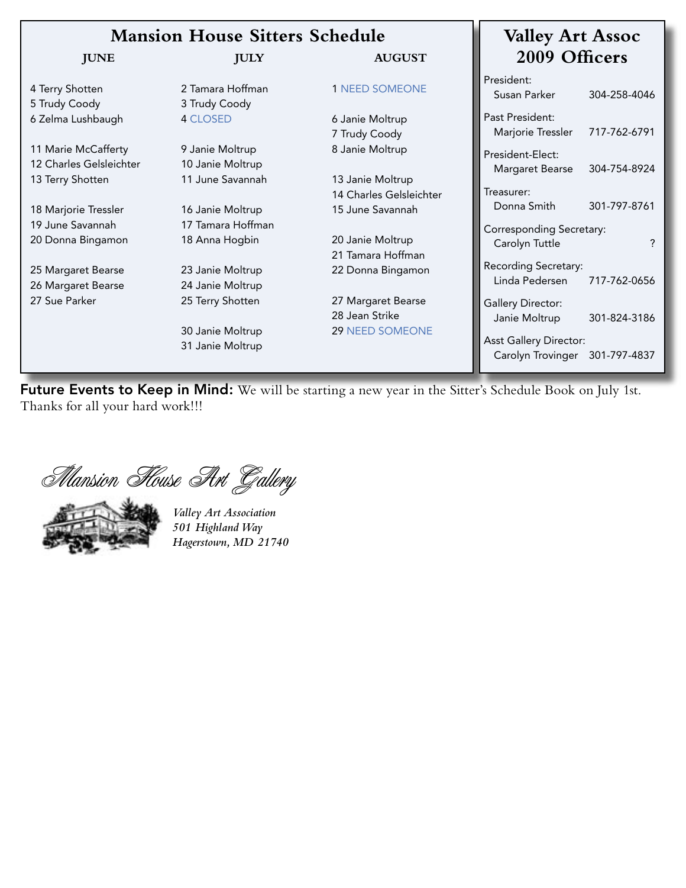## Mansion House Sitters Schedule

| JUNE | JULY | AUGUST |
|---|---|---|
| 4 Terry Shotten | 2 Tamara Hoffman | 1 NEED SOMEONE |
| 5 Trudy Coody | 3 Trudy Coody | |
| 6 Zelma Lushbaugh | 4 CLOSED | 6 Janie Moltrup |
| | | 7 Trudy Coody |
| 11 Marie McCafferty | 9 Janie Moltrup | 8 Janie Moltrup |
| 12 Charles Gelsleichter | 10 Janie Moltrup | |
| 13 Terry Shotten | 11 June Savannah | 13 Janie Moltrup |
| | | 14 Charles Gelsleichter |
| 18 Marjorie Tressler | 16 Janie Moltrup | 15 June Savannah |
| 19 June Savannah | 17 Tamara Hoffman | |
| 20 Donna Bingamon | 18 Anna Hogbin | 20 Janie Moltrup |
| | | 21 Tamara Hoffman |
| 25 Margaret Bearse | 23 Janie Moltrup | 22 Donna Bingamon |
| 26 Margaret Bearse | 24 Janie Moltrup | |
| 27 Sue Parker | 25 Terry Shotten | 27 Margaret Bearse |
| | | 28 Jean Strike |
| | 30 Janie Moltrup | 29 NEED SOMEONE |
| | 31 Janie Moltrup | |

## Valley Art Assoc 2009 Officers

| | | |
|---|---|---|
| President: | Susan Parker | 304-258-4046 |
| Past President: | Marjorie Tressler | 717-762-6791 |
| President-Elect: | Margaret Bearse | 304-754-8924 |
| Treasurer: | Donna Smith | 301-797-8761 |
| Corresponding Secretary: | Carolyn Tuttle | ? |
| Recording Secretary: | Linda Pedersen | 717-762-0656 |
| Gallery Director: | Janie Moltrup | 301-824-3186 |
| Asst Gallery Director: | Carolyn Trovinger | 301-797-4837 |

**Future Events to Keep in Mind:** We will be starting a new year in the Sitter's Schedule Book on July 1st. Thanks for all your hard work!!!

*Mansion House Art Gallery*

*Valley Art Association*
*501 Highland Way*
*Hagerstown, MD 21740*